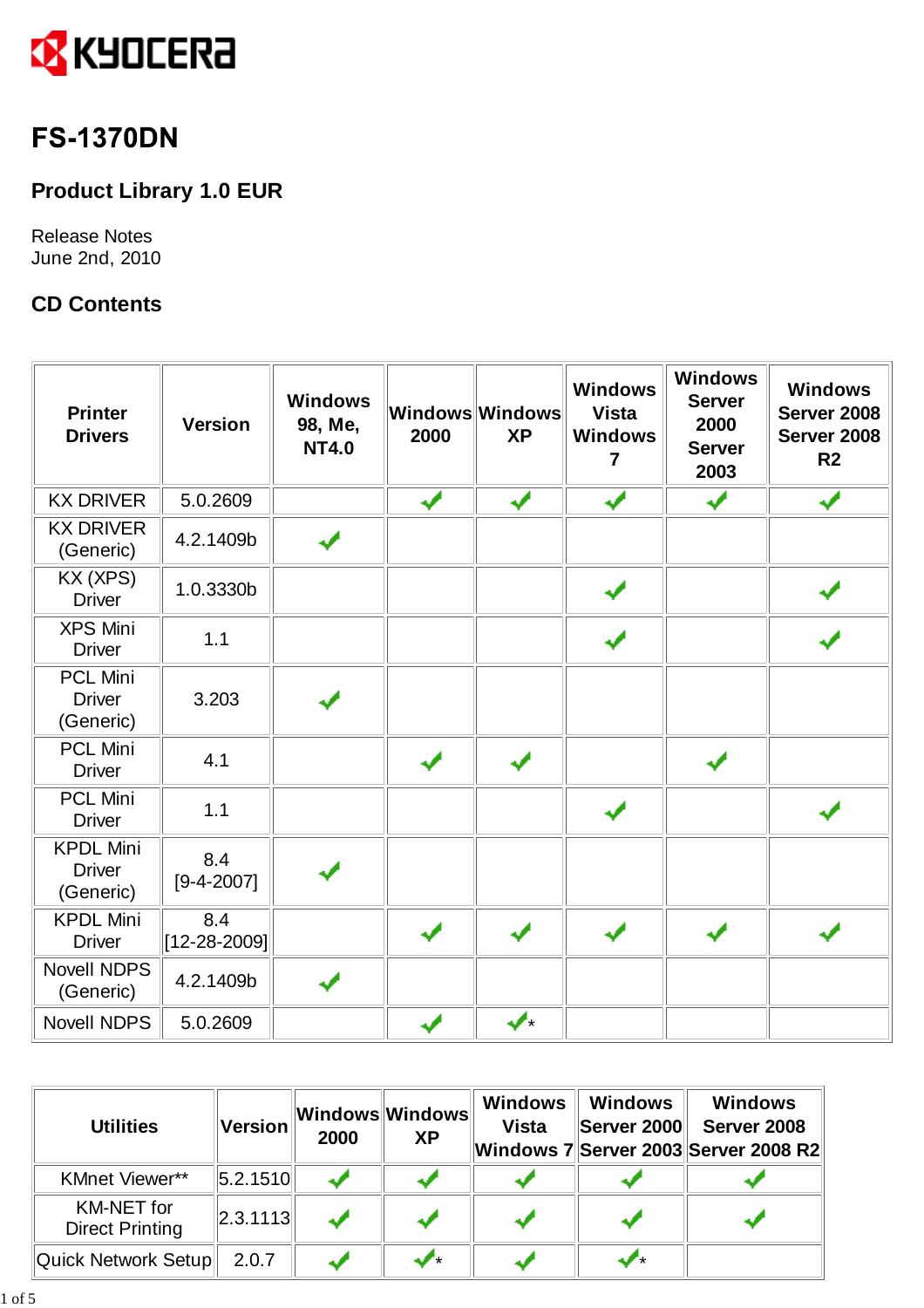KYOCERA

# FS-1370DN

## Product Library 1.0 EUR

Release Notes
June 2nd, 2010

## CD Contents

| Printer Drivers | Version | Windows 98, Me, NT4.0 | Windows 2000 | Windows XP | Windows Vista Windows 7 | Windows Server 2000 Server 2003 | Windows Server 2008 Server 2008 R2 |
|---|---|---|---|---|---|---|---|
| KX DRIVER | 5.0.2609 | | ✓ | ✓ | ✓ | ✓ | ✓ |
| KX DRIVER (Generic) | 4.2.1409b | ✓ | | | | | |
| KX (XPS) Driver | 1.0.3330b | | | | ✓ | | ✓ |
| XPS Mini Driver | 1.1 | | | | ✓ | | ✓ |
| PCL Mini Driver (Generic) | 3.203 | ✓ | | | | | |
| PCL Mini Driver | 4.1 | | ✓ | ✓ | | ✓ | |
| PCL Mini Driver | 1.1 | | | | ✓ | | ✓ |
| KPDL Mini Driver (Generic) | 8.4 [9-4-2007] | ✓ | | | | | |
| KPDL Mini Driver | 8.4 [12-28-2009] | | ✓ | ✓ | ✓ | ✓ | ✓ |
| Novell NDPS (Generic) | 4.2.1409b | ✓ | | | | | |
| Novell NDPS | 5.0.2609 | | ✓ | ✓* | | | |

| Utilities | Version | Windows 2000 | Windows XP | Windows Vista Windows 7 | Windows Server 2000 Server 2003 | Windows Server 2008 Server 2008 R2 |
|---|---|---|---|---|---|---|
| KMnet Viewer** | 5.2.1510 | ✓ | ✓ | ✓ | ✓ | ✓ |
| KM-NET for Direct Printing | 2.3.1113 | ✓ | ✓ | ✓ | ✓ | ✓ |
| Quick Network Setup | 2.0.7 | ✓ | ✓* | ✓ | ✓* | |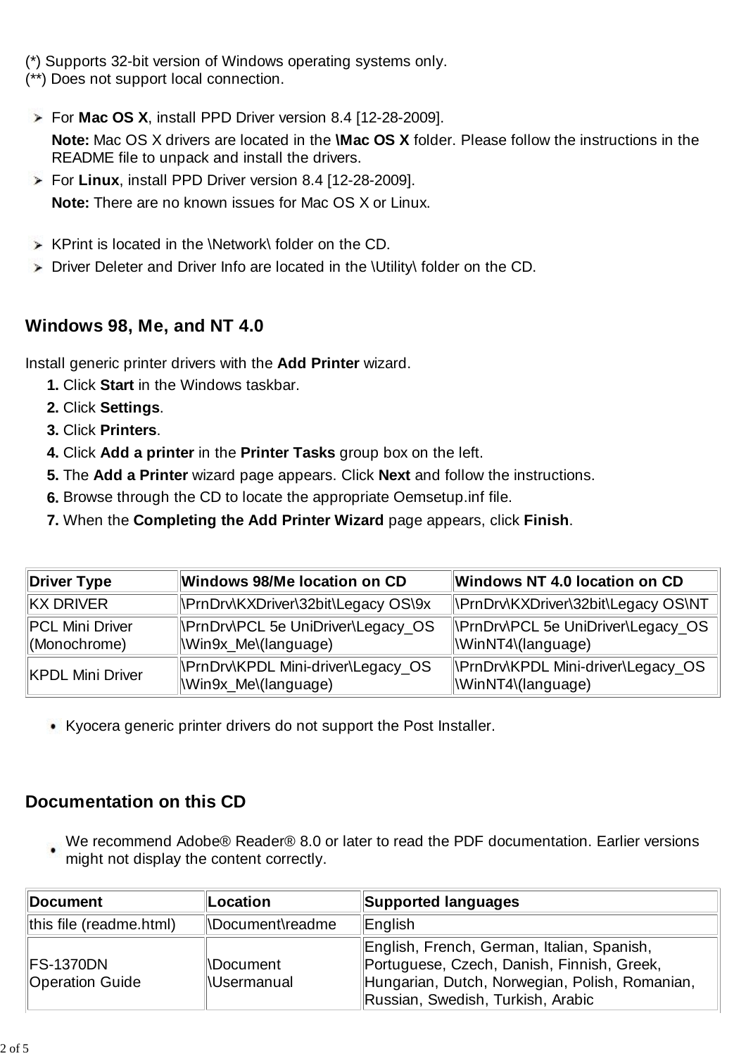(*) Supports 32-bit version of Windows operating systems only.
(**) Does not support local connection.

- For **Mac OS X**, install PPD Driver version 8.4 [12-28-2009].

  **Note:** Mac OS X drivers are located in the **\Mac OS X** folder. Please follow the instructions in the README file to unpack and install the drivers.
- For **Linux**, install PPD Driver version 8.4 [12-28-2009].

  **Note:** There are no known issues for Mac OS X or Linux.

- KPrint is located in the \Network\ folder on the CD.
- Driver Deleter and Driver Info are located in the \Utility\ folder on the CD.

## Windows 98, Me, and NT 4.0

Install generic printer drivers with the **Add Printer** wizard.

1. Click **Start** in the Windows taskbar.
2. Click **Settings**.
3. Click **Printers**.
4. Click **Add a printer** in the **Printer Tasks** group box on the left.
5. The **Add a Printer** wizard page appears. Click **Next** and follow the instructions.
6. Browse through the CD to locate the appropriate Oemsetup.inf file.
7. When the **Completing the Add Printer Wizard** page appears, click **Finish**.

| Driver Type | Windows 98/Me location on CD | Windows NT 4.0 location on CD |
|---|---|---|
| KX DRIVER | \PrnDrv\KXDriver\32bit\Legacy OS\9x | \PrnDrv\KXDriver\32bit\Legacy OS\NT |
| PCL Mini Driver (Monochrome) | \PrnDrv\PCL 5e UniDriver\Legacy_OS \Win9x_Me\(language) | \PrnDrv\PCL 5e UniDriver\Legacy_OS \WinNT4\(language) |
| KPDL Mini Driver | \PrnDrv\KPDL Mini-driver\Legacy_OS \Win9x_Me\(language) | \PrnDrv\KPDL Mini-driver\Legacy_OS \WinNT4\(language) |

- Kyocera generic printer drivers do not support the Post Installer.

## Documentation on this CD

- We recommend Adobe® Reader® 8.0 or later to read the PDF documentation. Earlier versions might not display the content correctly.

| Document | Location | Supported languages |
|---|---|---|
| this file (readme.html) | \Document\readme | English |
| FS-1370DN Operation Guide | \Document \Usermanual | English, French, German, Italian, Spanish, Portuguese, Czech, Danish, Finnish, Greek, Hungarian, Dutch, Norwegian, Polish, Romanian, Russian, Swedish, Turkish, Arabic |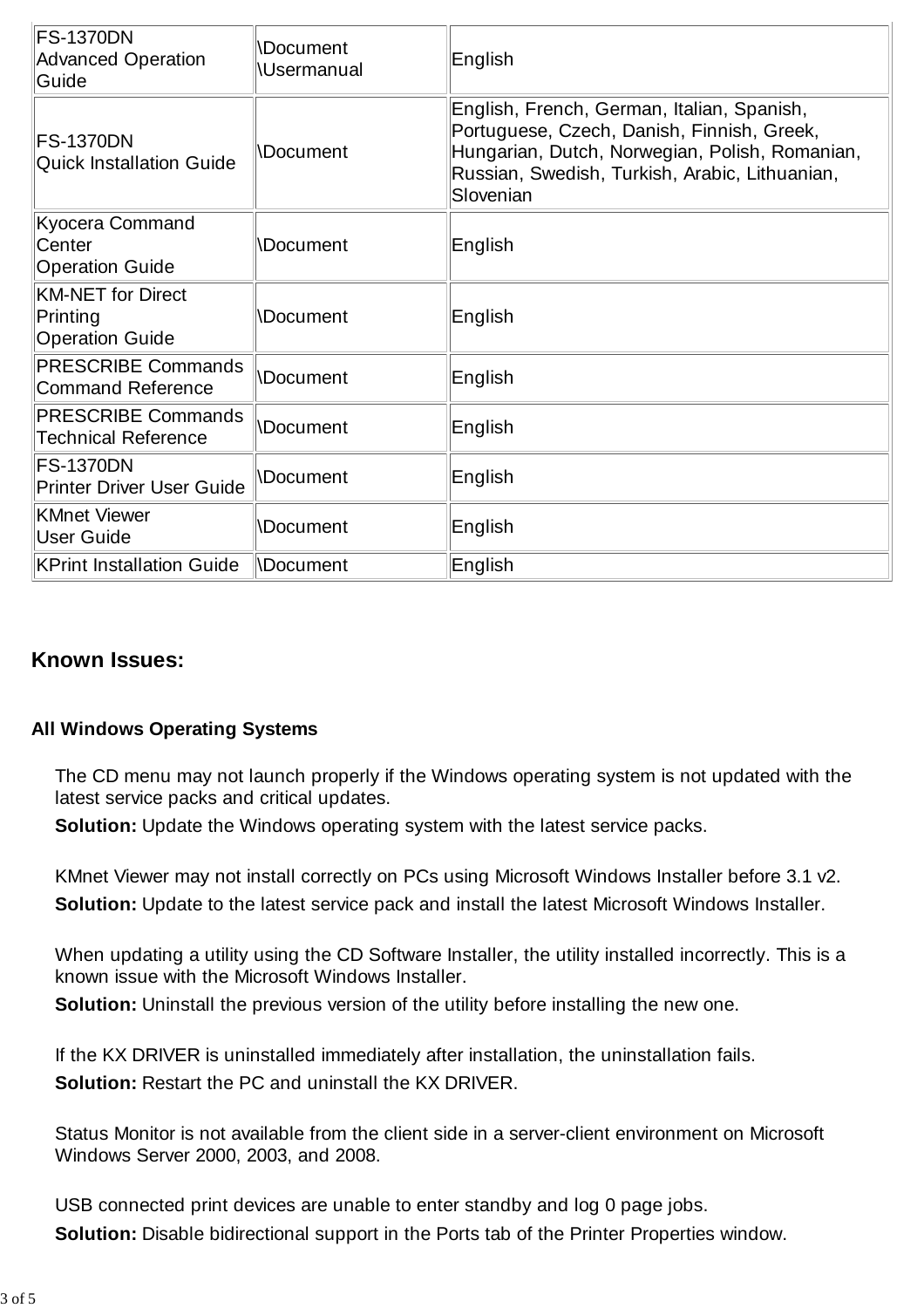| | | |
|---|---|---|
| FS-1370DN<br>Advanced Operation Guide | \Document<br>\Usermanual | English |
| FS-1370DN<br>Quick Installation Guide | \Document | English, French, German, Italian, Spanish, Portuguese, Czech, Danish, Finnish, Greek, Hungarian, Dutch, Norwegian, Polish, Romanian, Russian, Swedish, Turkish, Arabic, Lithuanian, Slovenian |
| Kyocera Command Center<br>Operation Guide | \Document | English |
| KM-NET for Direct Printing<br>Operation Guide | \Document | English |
| PRESCRIBE Commands<br>Command Reference | \Document | English |
| PRESCRIBE Commands<br>Technical Reference | \Document | English |
| FS-1370DN<br>Printer Driver User Guide | \Document | English |
| KMnet Viewer<br>User Guide | \Document | English |
| KPrint Installation Guide | \Document | English |

## Known Issues:

### All Windows Operating Systems

The CD menu may not launch properly if the Windows operating system is not updated with the latest service packs and critical updates.

**Solution:** Update the Windows operating system with the latest service packs.

KMnet Viewer may not install correctly on PCs using Microsoft Windows Installer before 3.1 v2.

**Solution:** Update to the latest service pack and install the latest Microsoft Windows Installer.

When updating a utility using the CD Software Installer, the utility installed incorrectly. This is a known issue with the Microsoft Windows Installer.

**Solution:** Uninstall the previous version of the utility before installing the new one.

If the KX DRIVER is uninstalled immediately after installation, the uninstallation fails.

**Solution:** Restart the PC and uninstall the KX DRIVER.

Status Monitor is not available from the client side in a server-client environment on Microsoft Windows Server 2000, 2003, and 2008.

USB connected print devices are unable to enter standby and log 0 page jobs.

**Solution:** Disable bidirectional support in the Ports tab of the Printer Properties window.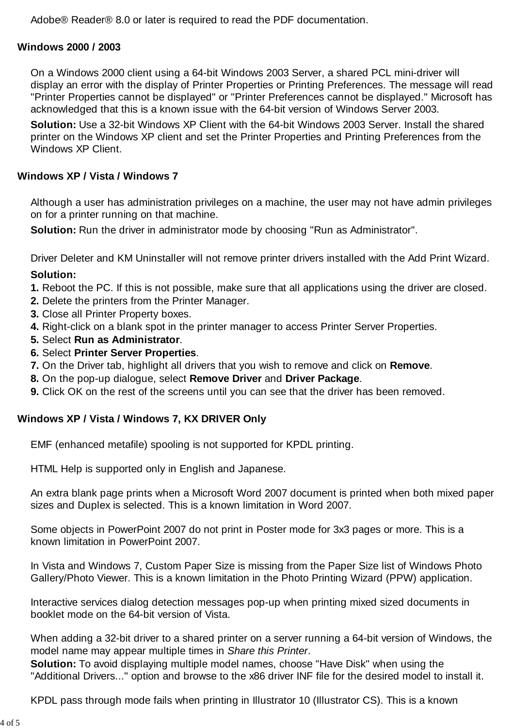Adobe® Reader® 8.0 or later is required to read the PDF documentation.

### Windows 2000 / 2003

On a Windows 2000 client using a 64-bit Windows 2003 Server, a shared PCL mini-driver will display an error with the display of Printer Properties or Printing Preferences. The message will read "Printer Properties cannot be displayed" or "Printer Preferences cannot be displayed." Microsoft has acknowledged that this is a known issue with the 64-bit version of Windows Server 2003.

**Solution:** Use a 32-bit Windows XP Client with the 64-bit Windows 2003 Server. Install the shared printer on the Windows XP client and set the Printer Properties and Printing Preferences from the Windows XP Client.

### Windows XP / Vista / Windows 7

Although a user has administration privileges on a machine, the user may not have admin privileges on for a printer running on that machine.

**Solution:** Run the driver in administrator mode by choosing "Run as Administrator".

Driver Deleter and KM Uninstaller will not remove printer drivers installed with the Add Print Wizard.

**Solution:**

**1.** Reboot the PC. If this is not possible, make sure that all applications using the driver are closed.
**2.** Delete the printers from the Printer Manager.
**3.** Close all Printer Property boxes.
**4.** Right-click on a blank spot in the printer manager to access Printer Server Properties.
**5.** Select **Run as Administrator**.
**6.** Select **Printer Server Properties**.
**7.** On the Driver tab, highlight all drivers that you wish to remove and click on **Remove**.
**8.** On the pop-up dialogue, select **Remove Driver** and **Driver Package**.
**9.** Click OK on the rest of the screens until you can see that the driver has been removed.

### Windows XP / Vista / Windows 7, KX DRIVER Only

EMF (enhanced metafile) spooling is not supported for KPDL printing.

HTML Help is supported only in English and Japanese.

An extra blank page prints when a Microsoft Word 2007 document is printed when both mixed paper sizes and Duplex is selected. This is a known limitation in Word 2007.

Some objects in PowerPoint 2007 do not print in Poster mode for 3x3 pages or more. This is a known limitation in PowerPoint 2007.

In Vista and Windows 7, Custom Paper Size is missing from the Paper Size list of Windows Photo Gallery/Photo Viewer. This is a known limitation in the Photo Printing Wizard (PPW) application.

Interactive services dialog detection messages pop-up when printing mixed sized documents in booklet mode on the 64-bit version of Vista.

When adding a 32-bit driver to a shared printer on a server running a 64-bit version of Windows, the model name may appear multiple times in *Share this Printer*.

**Solution:** To avoid displaying multiple model names, choose "Have Disk" when using the "Additional Drivers..." option and browse to the x86 driver INF file for the desired model to install it.

KPDL pass through mode fails when printing in Illustrator 10 (Illustrator CS). This is a known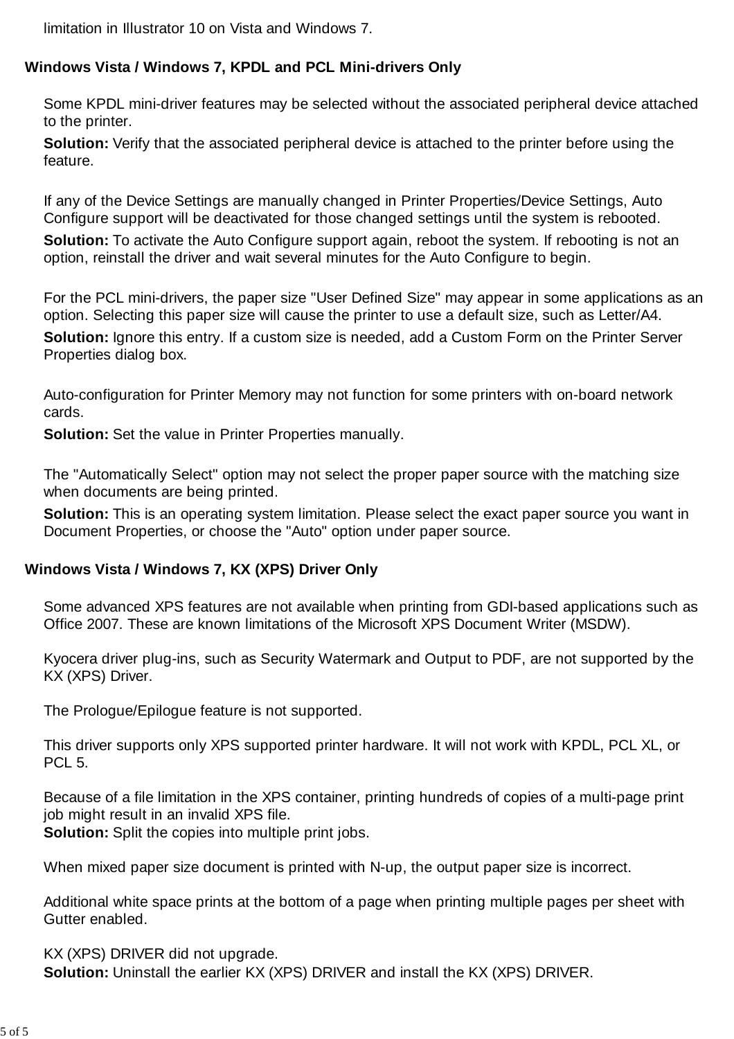limitation in Illustrator 10 on Vista and Windows 7.

### Windows Vista / Windows 7, KPDL and PCL Mini-drivers Only

Some KPDL mini-driver features may be selected without the associated peripheral device attached to the printer.
**Solution:** Verify that the associated peripheral device is attached to the printer before using the feature.

If any of the Device Settings are manually changed in Printer Properties/Device Settings, Auto Configure support will be deactivated for those changed settings until the system is rebooted.
**Solution:** To activate the Auto Configure support again, reboot the system. If rebooting is not an option, reinstall the driver and wait several minutes for the Auto Configure to begin.

For the PCL mini-drivers, the paper size "User Defined Size" may appear in some applications as an option. Selecting this paper size will cause the printer to use a default size, such as Letter/A4.
**Solution:** Ignore this entry. If a custom size is needed, add a Custom Form on the Printer Server Properties dialog box.

Auto-configuration for Printer Memory may not function for some printers with on-board network cards.
**Solution:** Set the value in Printer Properties manually.

The "Automatically Select" option may not select the proper paper source with the matching size when documents are being printed.
**Solution:** This is an operating system limitation. Please select the exact paper source you want in Document Properties, or choose the "Auto" option under paper source.

### Windows Vista / Windows 7, KX (XPS) Driver Only

Some advanced XPS features are not available when printing from GDI-based applications such as Office 2007. These are known limitations of the Microsoft XPS Document Writer (MSDW).

Kyocera driver plug-ins, such as Security Watermark and Output to PDF, are not supported by the KX (XPS) Driver.

The Prologue/Epilogue feature is not supported.

This driver supports only XPS supported printer hardware. It will not work with KPDL, PCL XL, or PCL 5.

Because of a file limitation in the XPS container, printing hundreds of copies of a multi-page print job might result in an invalid XPS file.
**Solution:** Split the copies into multiple print jobs.

When mixed paper size document is printed with N-up, the output paper size is incorrect.

Additional white space prints at the bottom of a page when printing multiple pages per sheet with Gutter enabled.

KX (XPS) DRIVER did not upgrade.
**Solution:** Uninstall the earlier KX (XPS) DRIVER and install the KX (XPS) DRIVER.